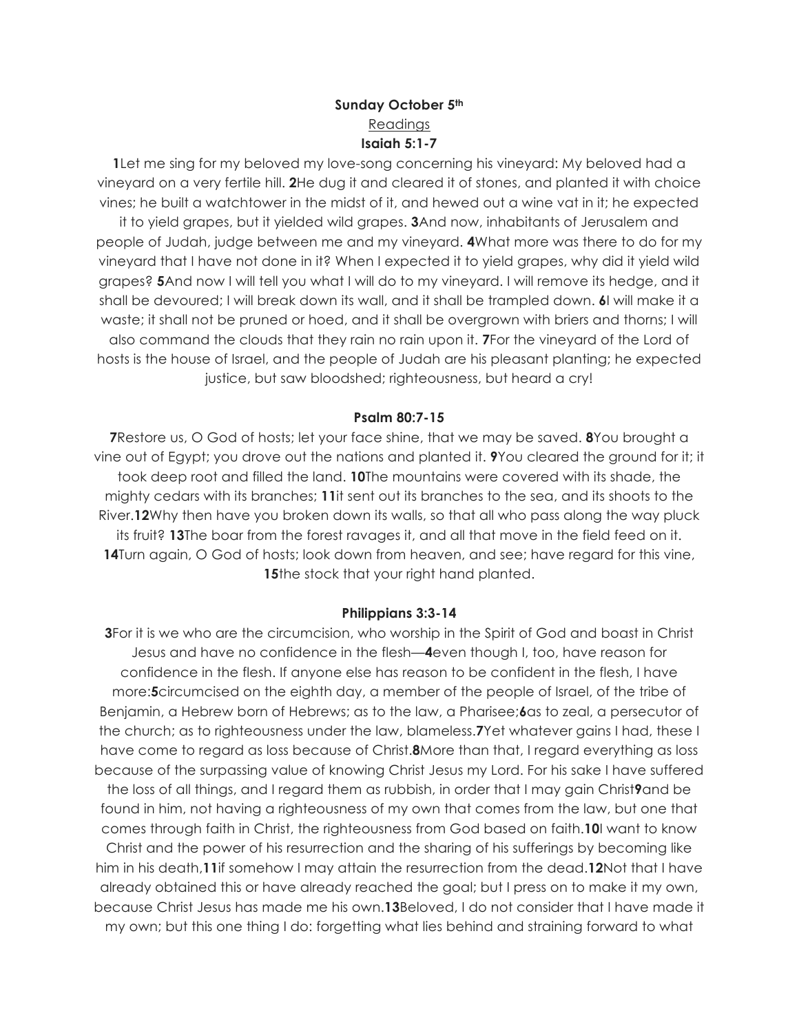**Sunday October 5th**

Readings

**Isaiah 5:1-7**

**1**Let me sing for my beloved my love-song concerning his vineyard: My beloved had a vineyard on a very fertile hill. **2**He dug it and cleared it of stones, and planted it with choice vines; he built a watchtower in the midst of it, and hewed out a wine vat in it; he expected it to yield grapes, but it yielded wild grapes. **3**And now, inhabitants of Jerusalem and people of Judah, judge between me and my vineyard. **4**What more was there to do for my vineyard that I have not done in it? When I expected it to yield grapes, why did it yield wild grapes? **5**And now I will tell you what I will do to my vineyard. I will remove its hedge, and it shall be devoured; I will break down its wall, and it shall be trampled down. **6**I will make it a waste; it shall not be pruned or hoed, and it shall be overgrown with briers and thorns; I will also command the clouds that they rain no rain upon it. **7**For the vineyard of the Lord of hosts is the house of Israel, and the people of Judah are his pleasant planting; he expected justice, but saw bloodshed; righteousness, but heard a cry!

**Psalm 80:7-15**

**7**Restore us, O God of hosts; let your face shine, that we may be saved. **8**You brought a vine out of Egypt; you drove out the nations and planted it. **9**You cleared the ground for it; it took deep root and filled the land. **10**The mountains were covered with its shade, the mighty cedars with its branches; **11**it sent out its branches to the sea, and its shoots to the River.**12**Why then have you broken down its walls, so that all who pass along the way pluck its fruit? **13**The boar from the forest ravages it, and all that move in the field feed on it. **14**Turn again, O God of hosts; look down from heaven, and see; have regard for this vine, **15**the stock that your right hand planted.

**Philippians 3:3-14**

**3**For it is we who are the circumcision, who worship in the Spirit of God and boast in Christ Jesus and have no confidence in the flesh—**4**even though I, too, have reason for confidence in the flesh. If anyone else has reason to be confident in the flesh, I have more:**5**circumcised on the eighth day, a member of the people of Israel, of the tribe of Benjamin, a Hebrew born of Hebrews; as to the law, a Pharisee;**6**as to zeal, a persecutor of the church; as to righteousness under the law, blameless.**7**Yet whatever gains I had, these I have come to regard as loss because of Christ.**8**More than that, I regard everything as loss because of the surpassing value of knowing Christ Jesus my Lord. For his sake I have suffered the loss of all things, and I regard them as rubbish, in order that I may gain Christ**9**and be found in him, not having a righteousness of my own that comes from the law, but one that comes through faith in Christ, the righteousness from God based on faith.**10**I want to know Christ and the power of his resurrection and the sharing of his sufferings by becoming like him in his death,**11**if somehow I may attain the resurrection from the dead.**12**Not that I have already obtained this or have already reached the goal; but I press on to make it my own, because Christ Jesus has made me his own.**13**Beloved, I do not consider that I have made it my own; but this one thing I do: forgetting what lies behind and straining forward to what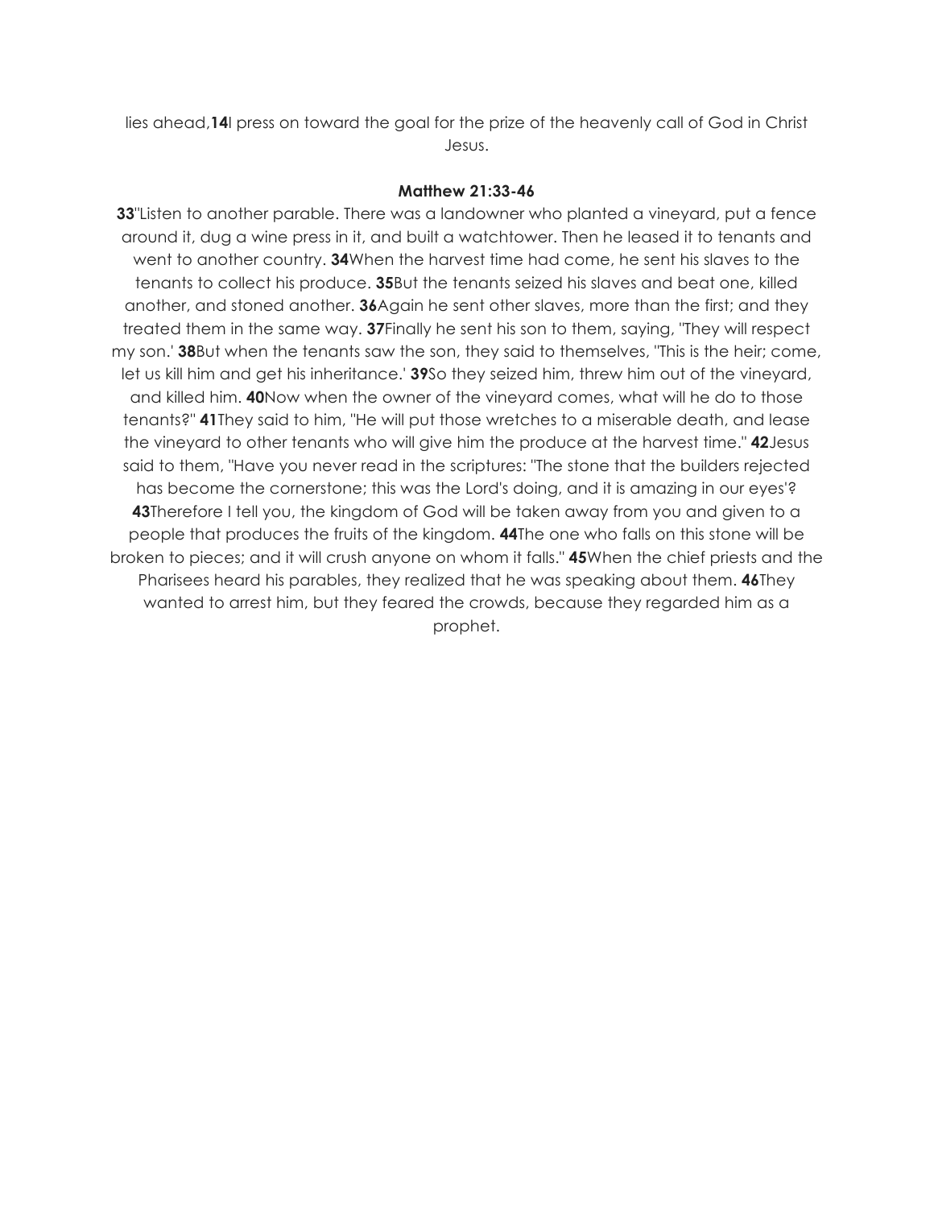lies ahead,**14**I press on toward the goal for the prize of the heavenly call of God in Christ Jesus.

**Matthew 21:33-46**

**33**"Listen to another parable. There was a landowner who planted a vineyard, put a fence around it, dug a wine press in it, and built a watchtower. Then he leased it to tenants and went to another country. **34**When the harvest time had come, he sent his slaves to the tenants to collect his produce. **35**But the tenants seized his slaves and beat one, killed another, and stoned another. **36**Again he sent other slaves, more than the first; and they treated them in the same way. **37**Finally he sent his son to them, saying, "They will respect my son.' **38**But when the tenants saw the son, they said to themselves, "This is the heir; come, let us kill him and get his inheritance.' **39**So they seized him, threw him out of the vineyard, and killed him. **40**Now when the owner of the vineyard comes, what will he do to those tenants?" **41**They said to him, "He will put those wretches to a miserable death, and lease the vineyard to other tenants who will give him the produce at the harvest time." **42**Jesus said to them, "Have you never read in the scriptures: "The stone that the builders rejected has become the cornerstone; this was the Lord's doing, and it is amazing in our eyes'? **43**Therefore I tell you, the kingdom of God will be taken away from you and given to a people that produces the fruits of the kingdom. **44**The one who falls on this stone will be broken to pieces; and it will crush anyone on whom it falls." **45**When the chief priests and the Pharisees heard his parables, they realized that he was speaking about them. **46**They wanted to arrest him, but they feared the crowds, because they regarded him as a prophet.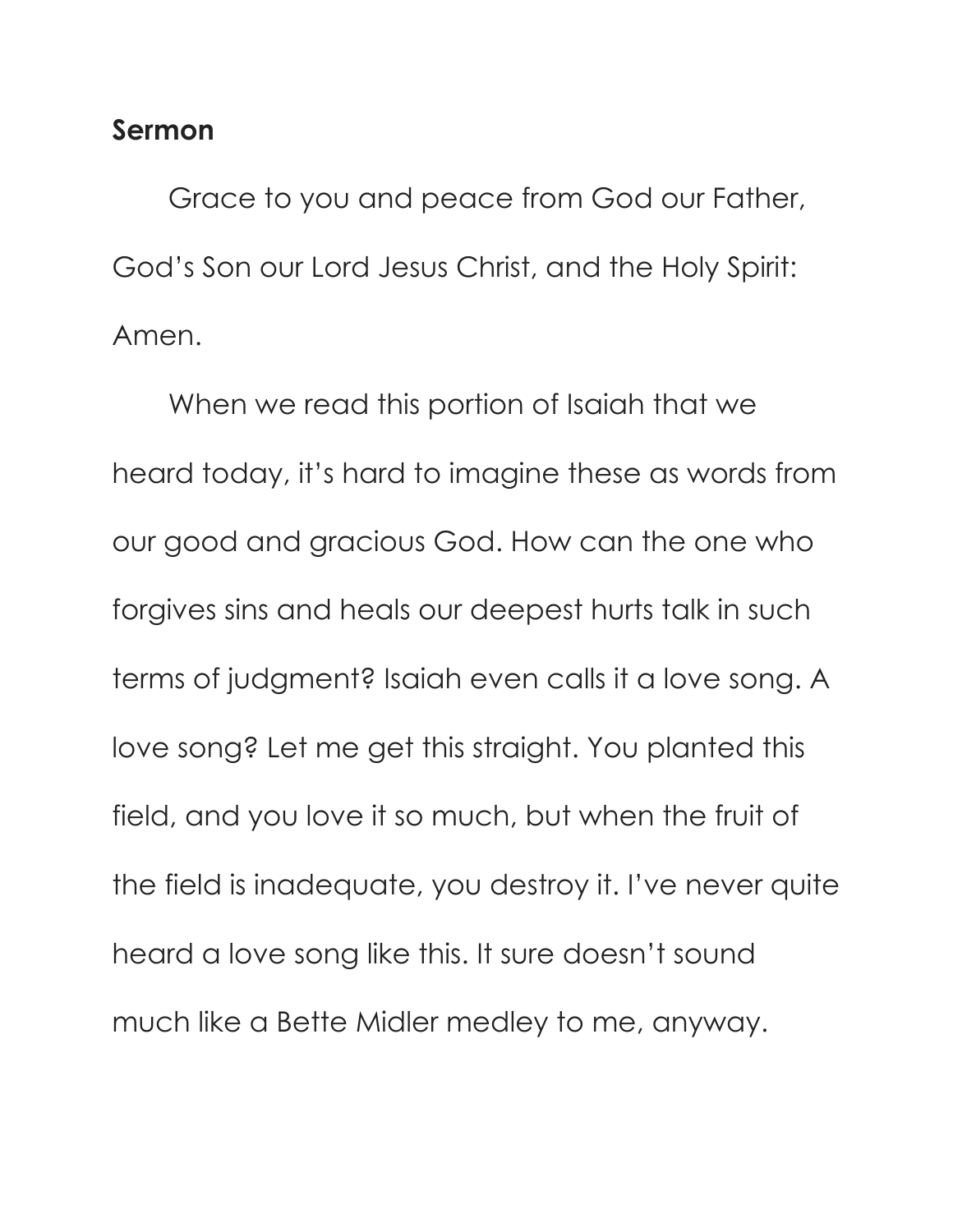**Sermon**

Grace to you and peace from God our Father, God's Son our Lord Jesus Christ, and the Holy Spirit: Amen.

When we read this portion of Isaiah that we heard today, it's hard to imagine these as words from our good and gracious God. How can the one who forgives sins and heals our deepest hurts talk in such terms of judgment? Isaiah even calls it a love song. A love song? Let me get this straight. You planted this field, and you love it so much, but when the fruit of the field is inadequate, you destroy it. I've never quite heard a love song like this. It sure doesn't sound much like a Bette Midler medley to me, anyway.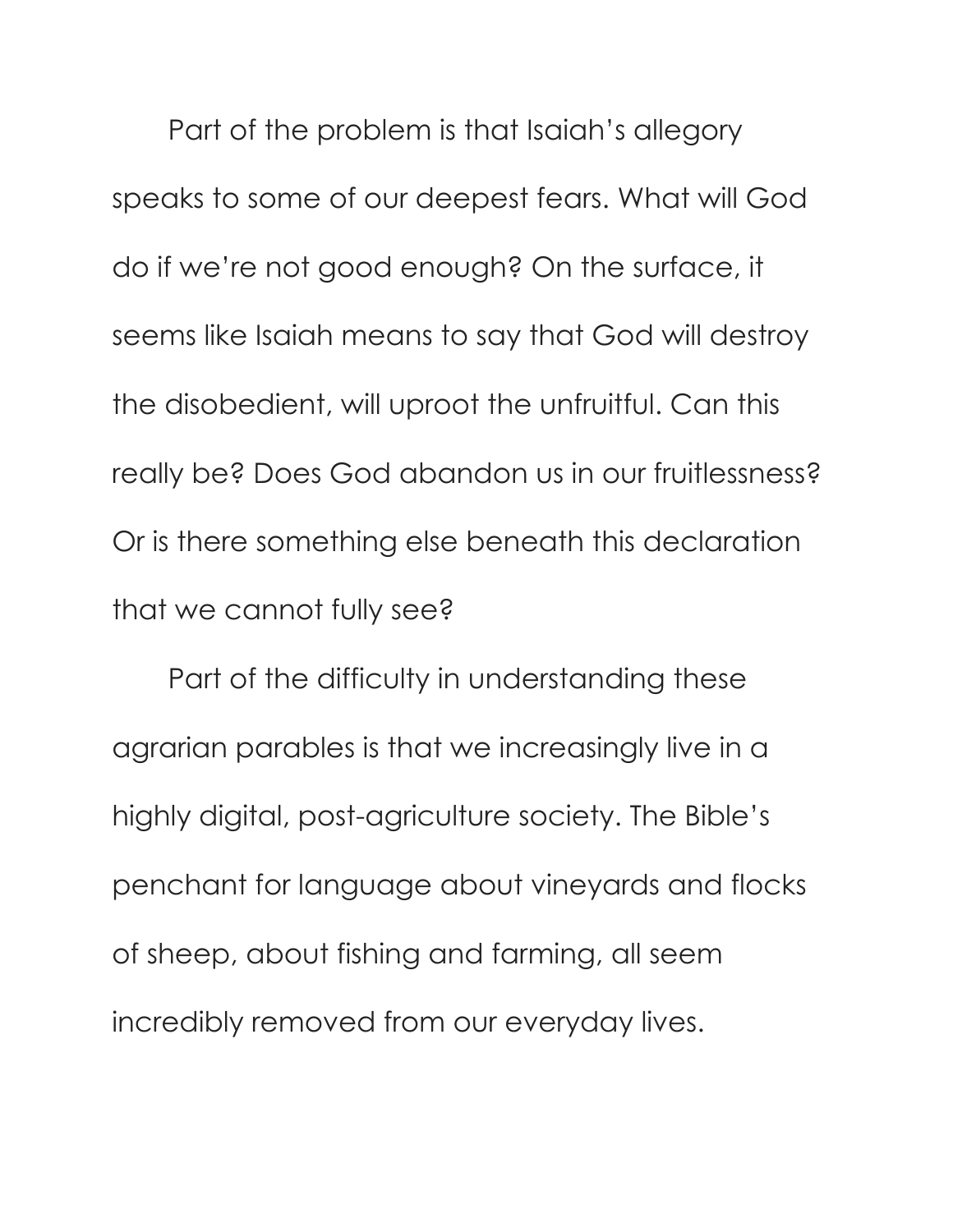Part of the problem is that Isaiah's allegory speaks to some of our deepest fears. What will God do if we're not good enough? On the surface, it seems like Isaiah means to say that God will destroy the disobedient, will uproot the unfruitful. Can this really be? Does God abandon us in our fruitlessness? Or is there something else beneath this declaration that we cannot fully see?

Part of the difficulty in understanding these agrarian parables is that we increasingly live in a highly digital, post-agriculture society. The Bible's penchant for language about vineyards and flocks of sheep, about fishing and farming, all seem incredibly removed from our everyday lives.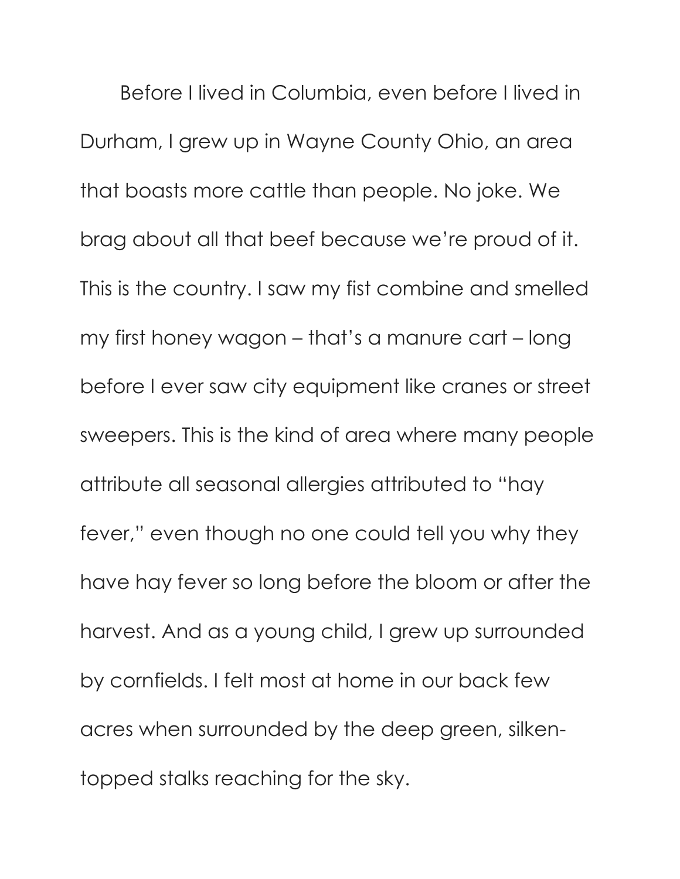Before I lived in Columbia, even before I lived in Durham, I grew up in Wayne County Ohio, an area that boasts more cattle than people. No joke. We brag about all that beef because we're proud of it. This is the country. I saw my fist combine and smelled my first honey wagon – that's a manure cart – long before I ever saw city equipment like cranes or street sweepers. This is the kind of area where many people attribute all seasonal allergies attributed to "hay fever," even though no one could tell you why they have hay fever so long before the bloom or after the harvest. And as a young child, I grew up surrounded by cornfields. I felt most at home in our back few acres when surrounded by the deep green, silken-topped stalks reaching for the sky.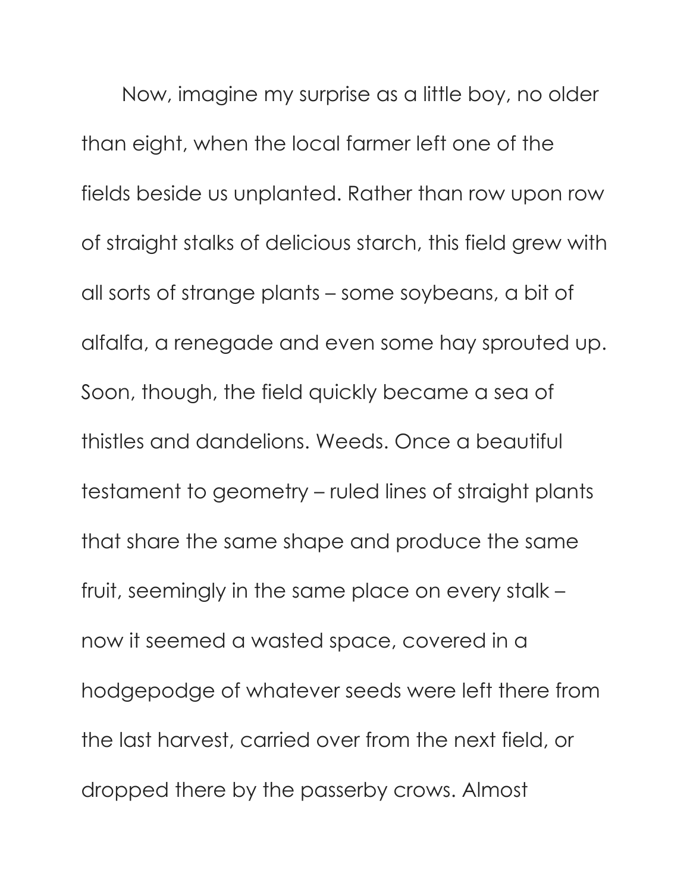Now, imagine my surprise as a little boy, no older than eight, when the local farmer left one of the fields beside us unplanted. Rather than row upon row of straight stalks of delicious starch, this field grew with all sorts of strange plants – some soybeans, a bit of alfalfa, a renegade and even some hay sprouted up. Soon, though, the field quickly became a sea of thistles and dandelions. Weeds. Once a beautiful testament to geometry – ruled lines of straight plants that share the same shape and produce the same fruit, seemingly in the same place on every stalk – now it seemed a wasted space, covered in a hodgepodge of whatever seeds were left there from the last harvest, carried over from the next field, or dropped there by the passerby crows. Almost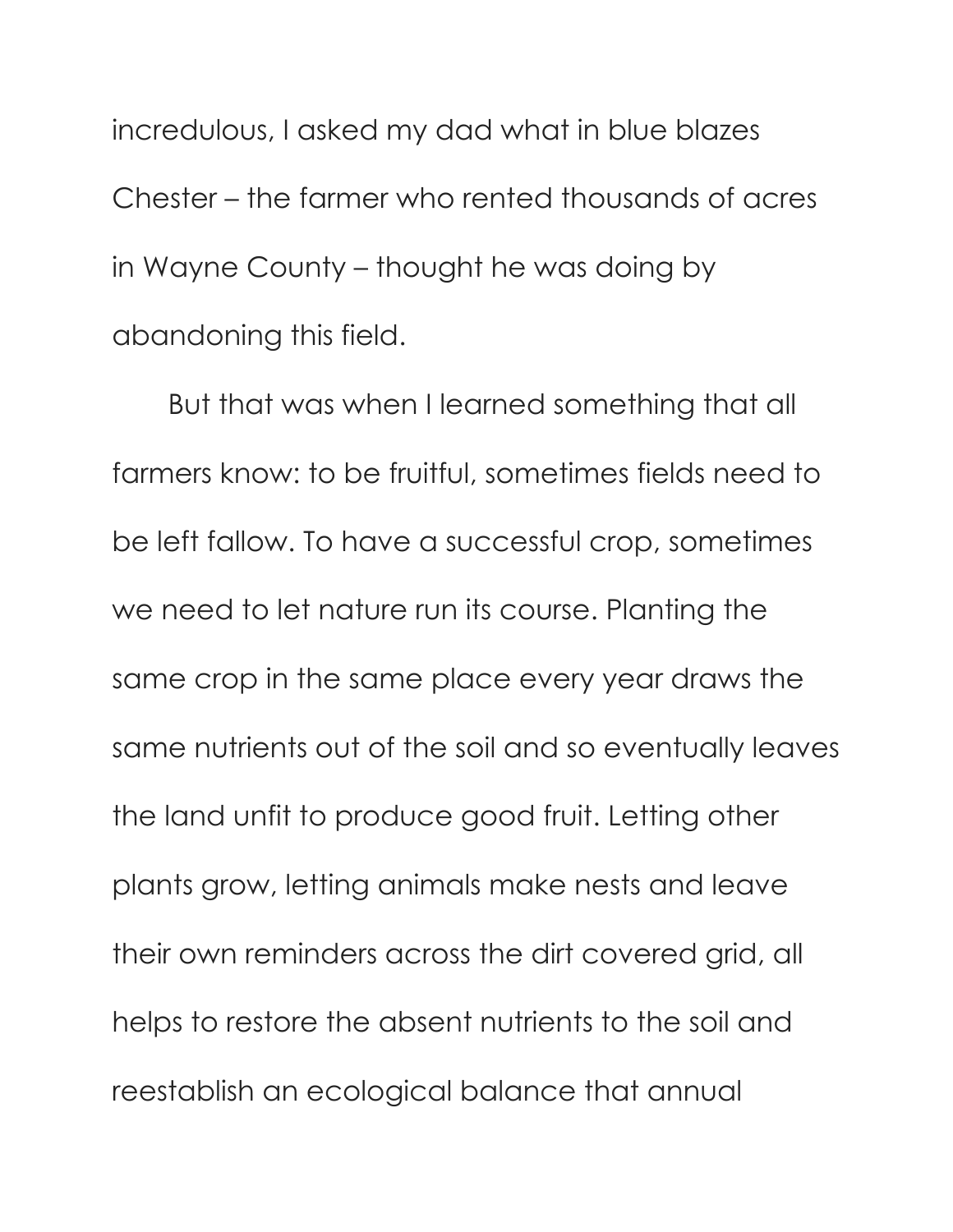incredulous, I asked my dad what in blue blazes Chester – the farmer who rented thousands of acres in Wayne County – thought he was doing by abandoning this field.

But that was when I learned something that all farmers know: to be fruitful, sometimes fields need to be left fallow. To have a successful crop, sometimes we need to let nature run its course. Planting the same crop in the same place every year draws the same nutrients out of the soil and so eventually leaves the land unfit to produce good fruit. Letting other plants grow, letting animals make nests and leave their own reminders across the dirt covered grid, all helps to restore the absent nutrients to the soil and reestablish an ecological balance that annual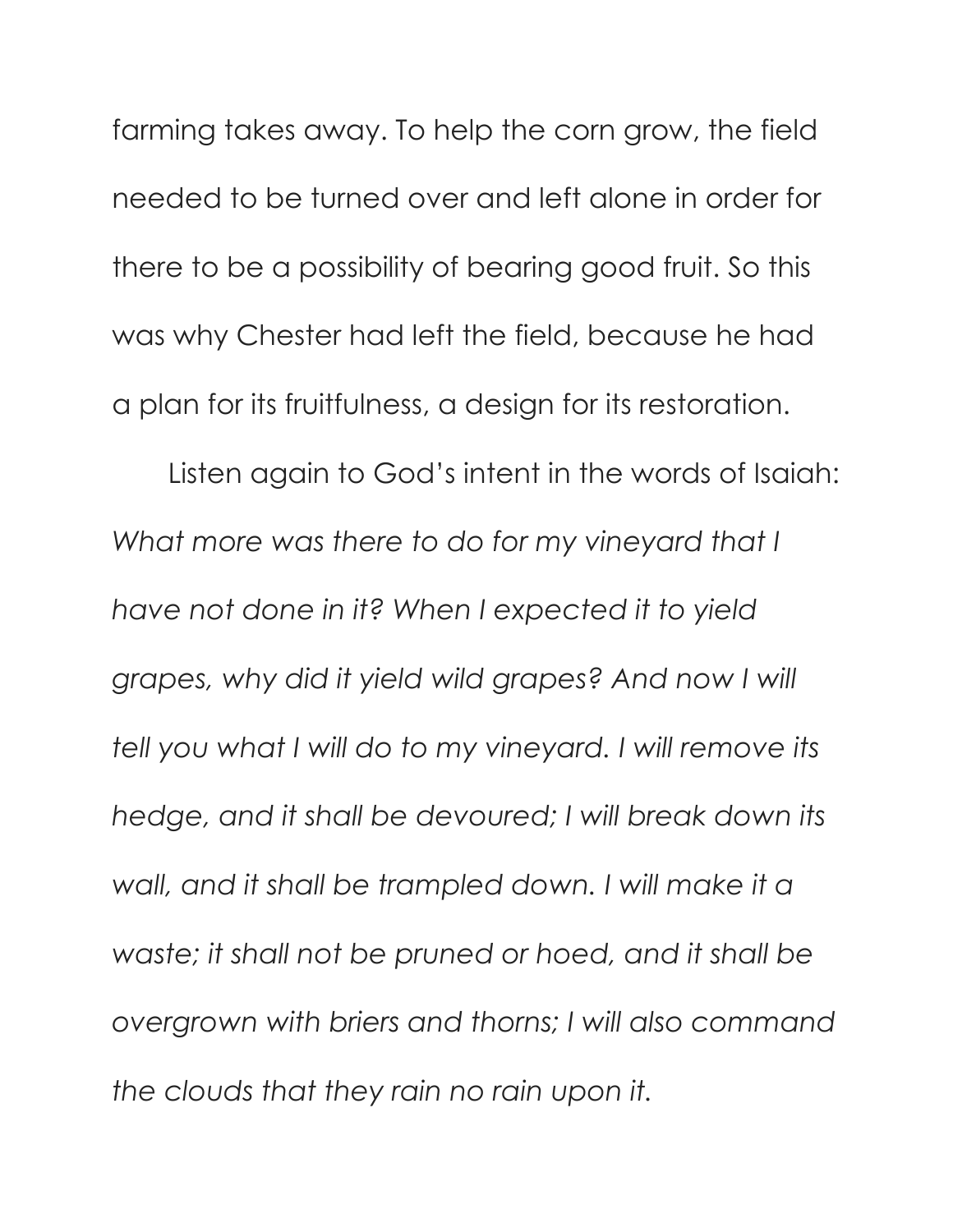farming takes away. To help the corn grow, the field needed to be turned over and left alone in order for there to be a possibility of bearing good fruit. So this was why Chester had left the field, because he had a plan for its fruitfulness, a design for its restoration.

Listen again to God's intent in the words of Isaiah: *What more was there to do for my vineyard that I have not done in it? When I expected it to yield grapes, why did it yield wild grapes? And now I will tell you what I will do to my vineyard. I will remove its hedge, and it shall be devoured; I will break down its wall, and it shall be trampled down. I will make it a waste; it shall not be pruned or hoed, and it shall be overgrown with briers and thorns; I will also command the clouds that they rain no rain upon it.*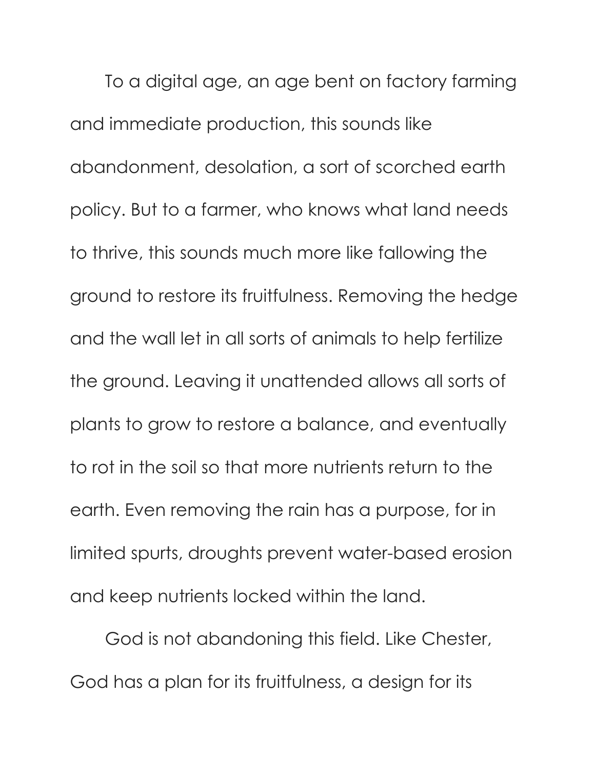To a digital age, an age bent on factory farming and immediate production, this sounds like abandonment, desolation, a sort of scorched earth policy. But to a farmer, who knows what land needs to thrive, this sounds much more like fallowing the ground to restore its fruitfulness. Removing the hedge and the wall let in all sorts of animals to help fertilize the ground. Leaving it unattended allows all sorts of plants to grow to restore a balance, and eventually to rot in the soil so that more nutrients return to the earth. Even removing the rain has a purpose, for in limited spurts, droughts prevent water-based erosion and keep nutrients locked within the land.

God is not abandoning this field. Like Chester, God has a plan for its fruitfulness, a design for its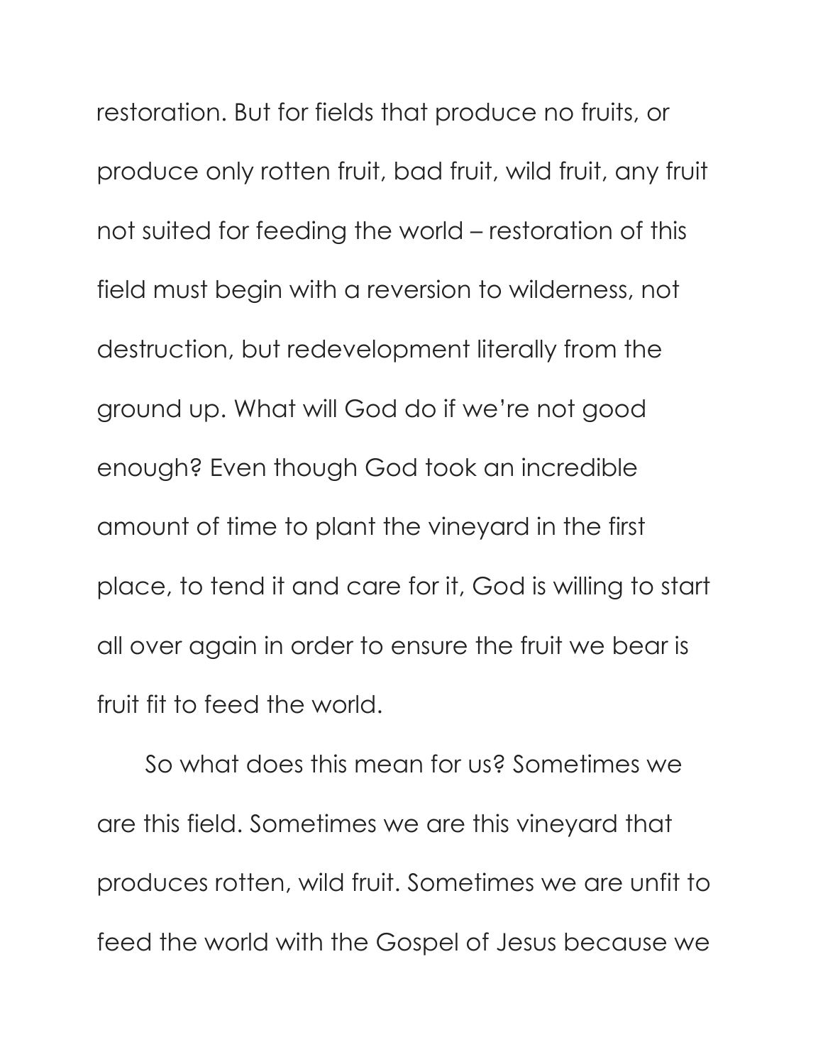restoration. But for fields that produce no fruits, or produce only rotten fruit, bad fruit, wild fruit, any fruit not suited for feeding the world – restoration of this field must begin with a reversion to wilderness, not destruction, but redevelopment literally from the ground up. What will God do if we're not good enough? Even though God took an incredible amount of time to plant the vineyard in the first place, to tend it and care for it, God is willing to start all over again in order to ensure the fruit we bear is fruit fit to feed the world.

So what does this mean for us? Sometimes we are this field. Sometimes we are this vineyard that produces rotten, wild fruit. Sometimes we are unfit to feed the world with the Gospel of Jesus because we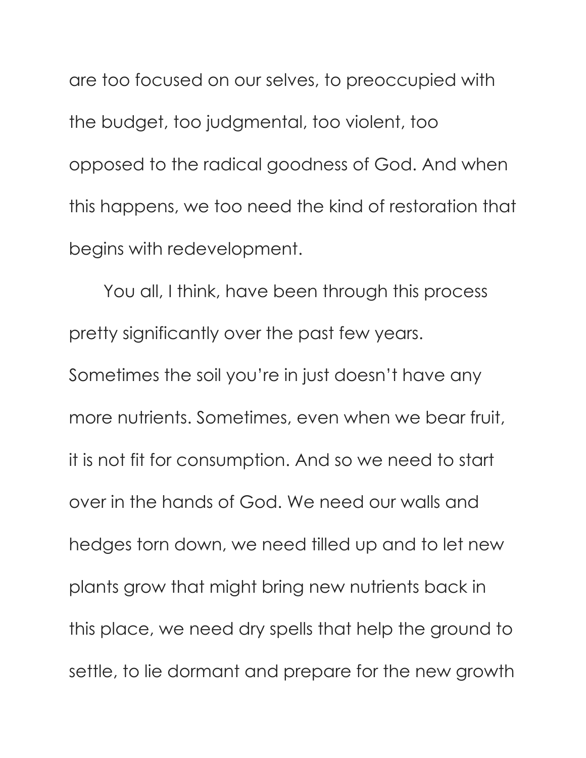are too focused on our selves, to preoccupied with the budget, too judgmental, too violent, too opposed to the radical goodness of God. And when this happens, we too need the kind of restoration that begins with redevelopment.

You all, I think, have been through this process pretty significantly over the past few years. Sometimes the soil you're in just doesn't have any more nutrients. Sometimes, even when we bear fruit, it is not fit for consumption. And so we need to start over in the hands of God. We need our walls and hedges torn down, we need tilled up and to let new plants grow that might bring new nutrients back in this place, we need dry spells that help the ground to settle, to lie dormant and prepare for the new growth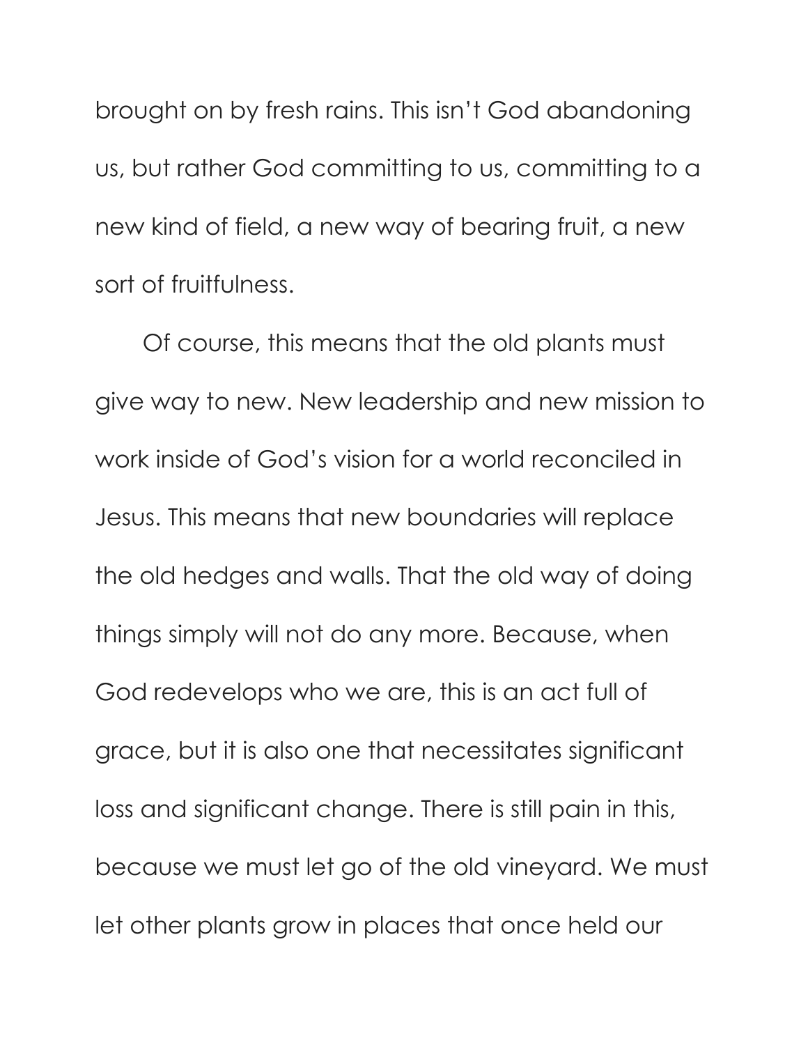brought on by fresh rains. This isn't God abandoning us, but rather God committing to us, committing to a new kind of field, a new way of bearing fruit, a new sort of fruitfulness.

Of course, this means that the old plants must give way to new. New leadership and new mission to work inside of God's vision for a world reconciled in Jesus. This means that new boundaries will replace the old hedges and walls. That the old way of doing things simply will not do any more. Because, when God redevelops who we are, this is an act full of grace, but it is also one that necessitates significant loss and significant change. There is still pain in this, because we must let go of the old vineyard. We must let other plants grow in places that once held our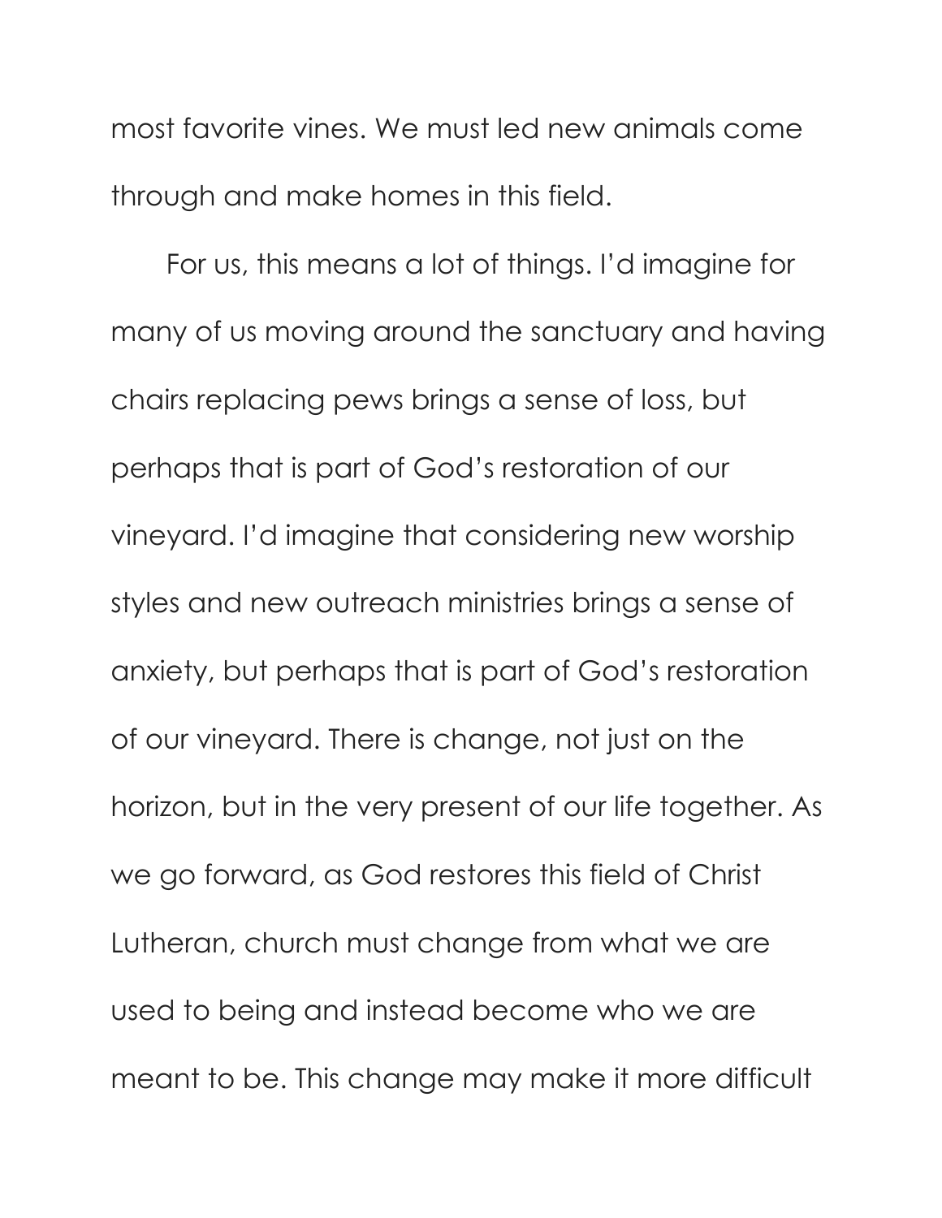most favorite vines. We must led new animals come through and make homes in this field.

For us, this means a lot of things. I'd imagine for many of us moving around the sanctuary and having chairs replacing pews brings a sense of loss, but perhaps that is part of God's restoration of our vineyard. I'd imagine that considering new worship styles and new outreach ministries brings a sense of anxiety, but perhaps that is part of God's restoration of our vineyard. There is change, not just on the horizon, but in the very present of our life together. As we go forward, as God restores this field of Christ Lutheran, church must change from what we are used to being and instead become who we are meant to be. This change may make it more difficult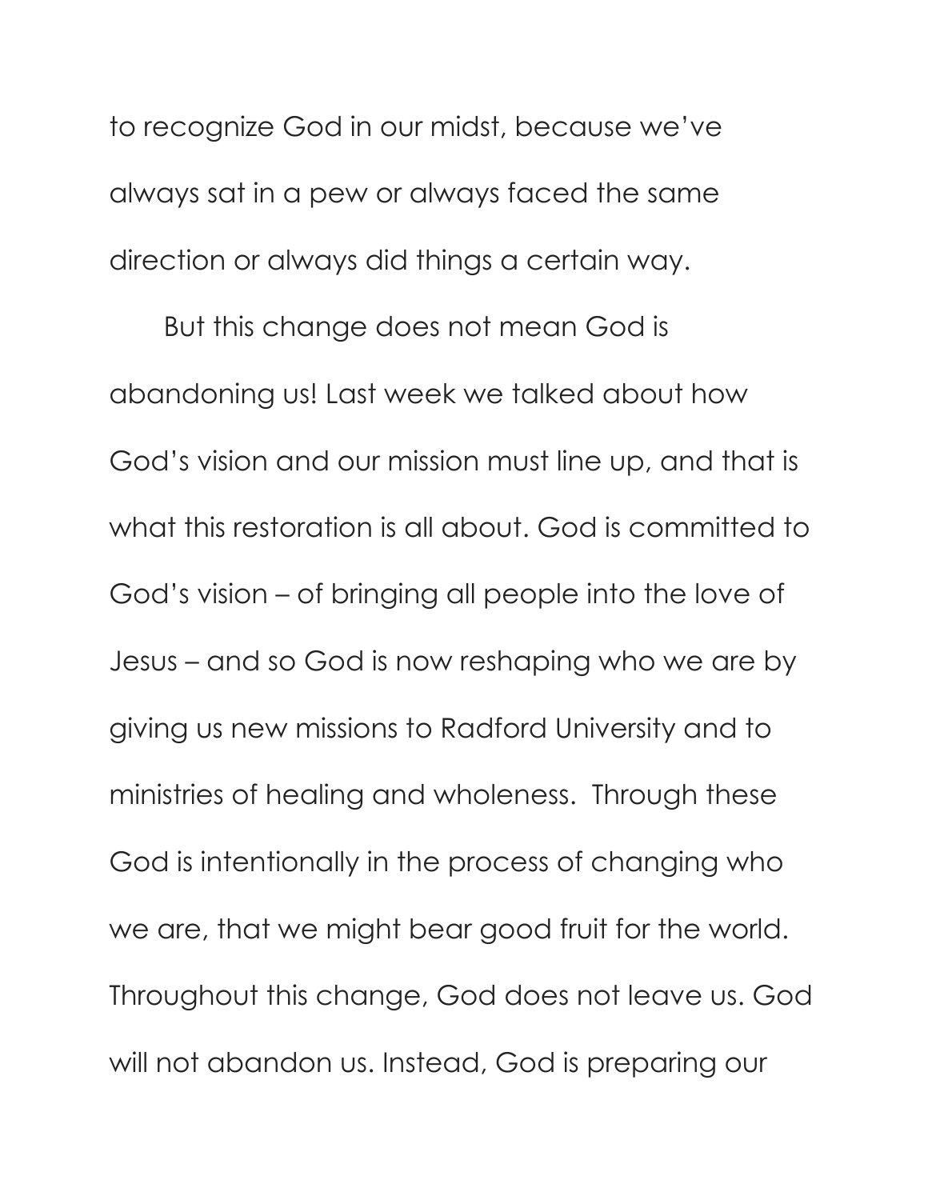to recognize God in our midst, because we've always sat in a pew or always faced the same direction or always did things a certain way.

But this change does not mean God is abandoning us! Last week we talked about how God's vision and our mission must line up, and that is what this restoration is all about. God is committed to God's vision – of bringing all people into the love of Jesus – and so God is now reshaping who we are by giving us new missions to Radford University and to ministries of healing and wholeness. Through these God is intentionally in the process of changing who we are, that we might bear good fruit for the world. Throughout this change, God does not leave us. God will not abandon us. Instead, God is preparing our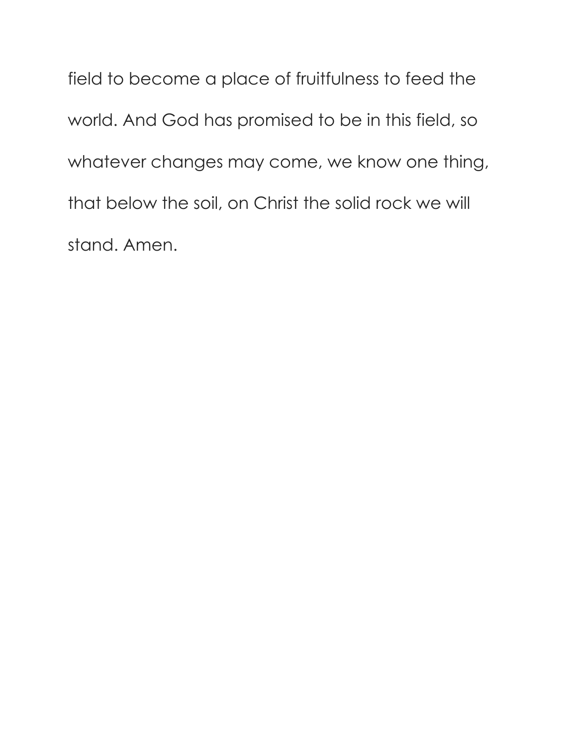field to become a place of fruitfulness to feed the world. And God has promised to be in this field, so whatever changes may come, we know one thing, that below the soil, on Christ the solid rock we will stand. Amen.